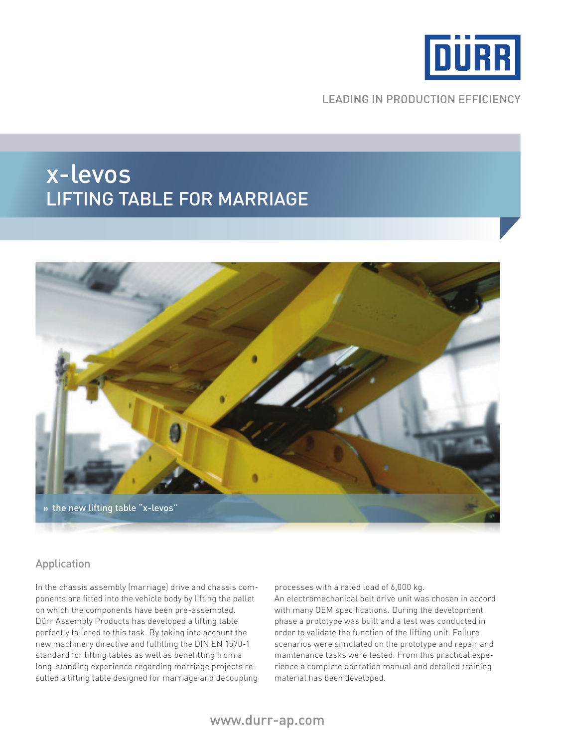DÜRR

LEADING IN PRODUCTION EFFICIENCY

# x-levos
## LIFTING TABLE FOR MARRIAGE

» the new lifting table "x-levos"

### Application

In the chassis assembly (marriage) drive and chassis components are fitted into the vehicle body by lifting the pallet on which the components have been pre-assembled. Dürr Assembly Products has developed a lifting table perfectly tailored to this task. By taking into account the new machinery directive and fulfilling the DIN EN 1570-1 standard for lifting tables as well as benefitting from a long-standing experience regarding marriage projects resulted a lifting table designed for marriage and decoupling processes with a rated load of 6,000 kg.
An electromechanical belt drive unit was chosen in accord with many OEM specifications. During the development phase a prototype was built and a test was conducted in order to validate the function of the lifting unit. Failure scenarios were simulated on the prototype and repair and maintenance tasks were tested. From this practical experience a complete operation manual and detailed training material has been developed.

www.durr-ap.com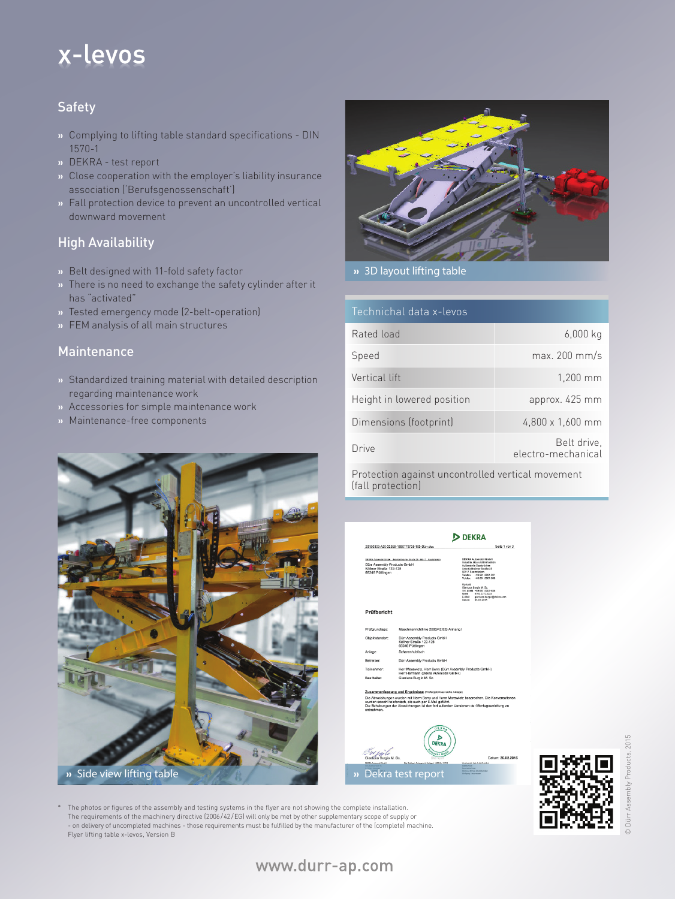# x-levos

## Safety

- Complying to lifting table standard specifications - DIN 1570-1
- DEKRA - test report
- Close cooperation with the employer's liability insurance association ('Berufsgenossenschaft')
- Fall protection device to prevent an uncontrolled vertical downward movement

## High Availability

- Belt designed with 11-fold safety factor
- There is no need to exchange the safety cylinder after it has "activated"
- Tested emergency mode (2-belt-operation)
- FEM analysis of all main structures

## Maintenance

- Standardized training material with detailed description regarding maintenance work
- Accessories for simple maintenance work
- Maintenance-free components

» 3D layout lifting table

| Technichal data x-levos | |
|---|---|
| Rated load | 6,000 kg |
| Speed | max. 200 mm/s |
| Vertical lift | 1,200 mm |
| Height in lowered position | approx. 425 mm |
| Dimensions (footprint) | 4,800 x 1,600 mm |
| Drive | Belt drive, electro-mechanical |
| Protection against uncontrolled vertical movement (fall protection) | |

» Side view lifting table

» Dekra test report

\* The photos or figures of the assembly and testing systems in the flyer are not showing the complete installation.
The requirements of the machinery directive (2006/42/EG) will only be met by other supplementary scope of supply or - on delivery of uncompleted machines - those requirements must be fulfilled by the manufacturer of the (complete) machine.
Flyer lifting table x-levos, Version B

© Dürr Assembly Products, 2015

www.durr-ap.com